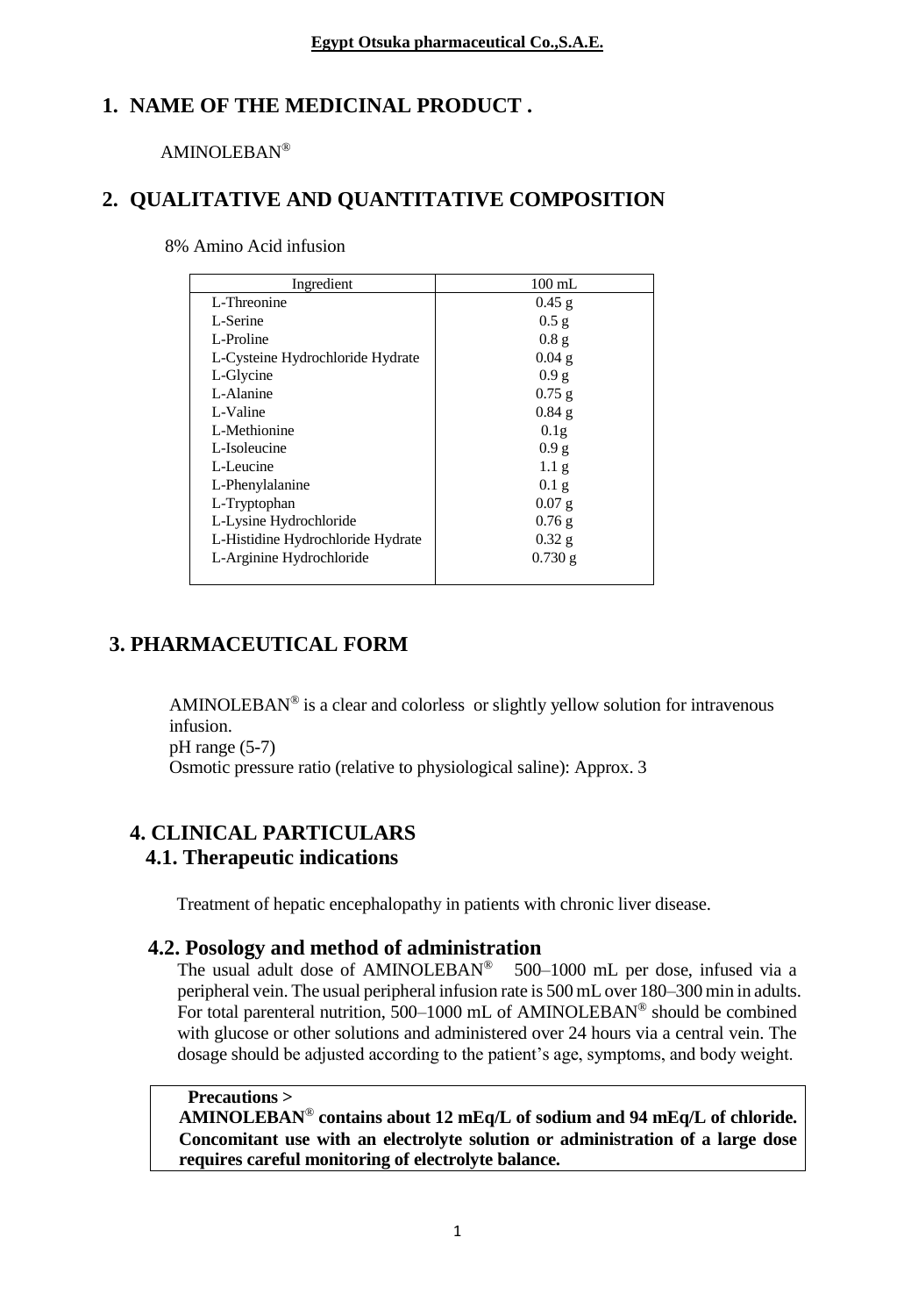**Egypt Otsuka pharmaceutical Co.,S.A.E.**

## 1. NAME OF THE MEDICINAL PRODUCT .

AMINOLEBAN®

## 2. QUALITATIVE AND QUANTITATIVE COMPOSITION

8% Amino Acid infusion

| Ingredient | 100 mL |
|---|---|
| L-Threonine | 0.45 g |
| L-Serine | 0.5 g |
| L-Proline | 0.8 g |
| L-Cysteine Hydrochloride Hydrate | 0.04 g |
| L-Glycine | 0.9 g |
| L-Alanine | 0.75 g |
| L-Valine | 0.84 g |
| L-Methionine | 0.1g |
| L-Isoleucine | 0.9 g |
| L-Leucine | 1.1 g |
| L-Phenylalanine | 0.1 g |
| L-Tryptophan | 0.07 g |
| L-Lysine Hydrochloride | 0.76 g |
| L-Histidine Hydrochloride Hydrate | 0.32 g |
| L-Arginine Hydrochloride | 0.730 g |

## 3. PHARMACEUTICAL FORM

AMINOLEBAN® is a clear and colorless or slightly yellow solution for intravenous infusion.
pH range (5-7)
Osmotic pressure ratio (relative to physiological saline): Approx. 3

## 4. CLINICAL PARTICULARS

### 4.1. Therapeutic indications

Treatment of hepatic encephalopathy in patients with chronic liver disease.

### 4.2. Posology and method of administration

The usual adult dose of AMINOLEBAN® 500–1000 mL per dose, infused via a peripheral vein. The usual peripheral infusion rate is 500 mL over 180–300 min in adults. For total parenteral nutrition, 500–1000 mL of AMINOLEBAN® should be combined with glucose or other solutions and administered over 24 hours via a central vein. The dosage should be adjusted according to the patient's age, symptoms, and body weight.

**Precautions >**
**AMINOLEBAN® contains about 12 mEq/L of sodium and 94 mEq/L of chloride. Concomitant use with an electrolyte solution or administration of a large dose requires careful monitoring of electrolyte balance.**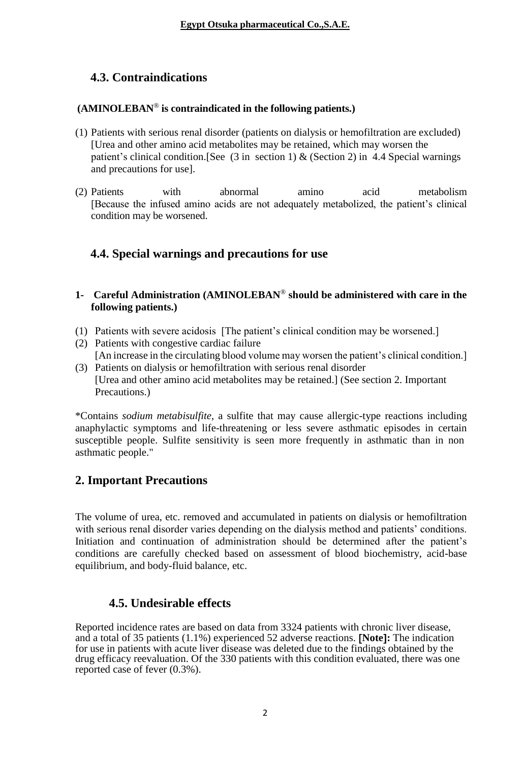## 4.3. Contraindications

**(AMINOLEBAN® is contraindicated in the following patients.)**

(1) Patients with serious renal disorder (patients on dialysis or hemofiltration are excluded) [Urea and other amino acid metabolites may be retained, which may worsen the patient's clinical condition.[See (3 in section 1) & (Section 2) in 4.4 Special warnings and precautions for use].

(2) Patients with abnormal amino acid metabolism [Because the infused amino acids are not adequately metabolized, the patient's clinical condition may be worsened.

## 4.4. Special warnings and precautions for use

### 1- Careful Administration (AMINOLEBAN® should be administered with care in the following patients.)

(1) Patients with severe acidosis [The patient's clinical condition may be worsened.]
(2) Patients with congestive cardiac failure
[An increase in the circulating blood volume may worsen the patient's clinical condition.]
(3) Patients on dialysis or hemofiltration with serious renal disorder
[Urea and other amino acid metabolites may be retained.] (See section 2. Important Precautions.)

*Contains *sodium metabisulfite*, a sulfite that may cause allergic-type reactions including anaphylactic symptoms and life-threatening or less severe asthmatic episodes in certain susceptible people. Sulfite sensitivity is seen more frequently in asthmatic than in non asthmatic people."

### 2. Important Precautions

The volume of urea, etc. removed and accumulated in patients on dialysis or hemofiltration with serious renal disorder varies depending on the dialysis method and patients' conditions. Initiation and continuation of administration should be determined after the patient's conditions are carefully checked based on assessment of blood biochemistry, acid-base equilibrium, and body-fluid balance, etc.

## 4.5. Undesirable effects

Reported incidence rates are based on data from 3324 patients with chronic liver disease, and a total of 35 patients (1.1%) experienced 52 adverse reactions. **[Note]:** The indication for use in patients with acute liver disease was deleted due to the findings obtained by the drug efficacy reevaluation. Of the 330 patients with this condition evaluated, there was one reported case of fever (0.3%).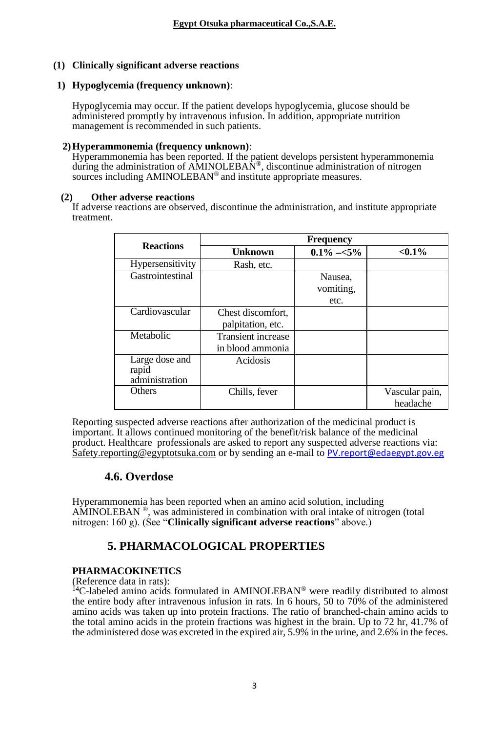**(1) Clinically significant adverse reactions**

**1) Hypoglycemia (frequency unknown)**:

Hypoglycemia may occur. If the patient develops hypoglycemia, glucose should be administered promptly by intravenous infusion. In addition, appropriate nutrition management is recommended in such patients.

**2) Hyperammonemia (frequency unknown)**:

Hyperammonemia has been reported. If the patient develops persistent hyperammonemia during the administration of AMINOLEBAN®, discontinue administration of nitrogen sources including AMINOLEBAN® and institute appropriate measures.

**(2) Other adverse reactions**

If adverse reactions are observed, discontinue the administration, and institute appropriate treatment.

| Reactions | Frequency | | |
|---|---|---|---|
| | **Unknown** | **0.1% –<5%** | **<0.1%** |
| Hypersensitivity | Rash, etc. | | |
| Gastrointestinal | | Nausea, vomiting, etc. | |
| Cardiovascular | Chest discomfort, palpitation, etc. | | |
| Metabolic | Transient increase in blood ammonia | | |
| Large dose and rapid administration | Acidosis | | |
| Others | Chills, fever | | Vascular pain, headache |

Reporting suspected adverse reactions after authorization of the medicinal product is important. It allows continued monitoring of the benefit/risk balance of the medicinal product. Healthcare professionals are asked to report any suspected adverse reactions via: Safety.reporting@egyptotsuka.com or by sending an e-mail to PV.report@edaegypt.gov.eg

## 4.6. Overdose

Hyperammonemia has been reported when an amino acid solution, including AMINOLEBAN ®, was administered in combination with oral intake of nitrogen (total nitrogen: 160 g). (See "**Clinically significant adverse reactions**" above.)

## 5. PHARMACOLOGICAL PROPERTIES

**PHARMACOKINETICS**

(Reference data in rats):

$^{14}C$-labeled amino acids formulated in AMINOLEBAN® were readily distributed to almost the entire body after intravenous infusion in rats. In 6 hours, 50 to 70% of the administered amino acids was taken up into protein fractions. The ratio of branched-chain amino acids to the total amino acids in the protein fractions was highest in the brain. Up to 72 hr, 41.7% of the administered dose was excreted in the expired air, 5.9% in the urine, and 2.6% in the feces.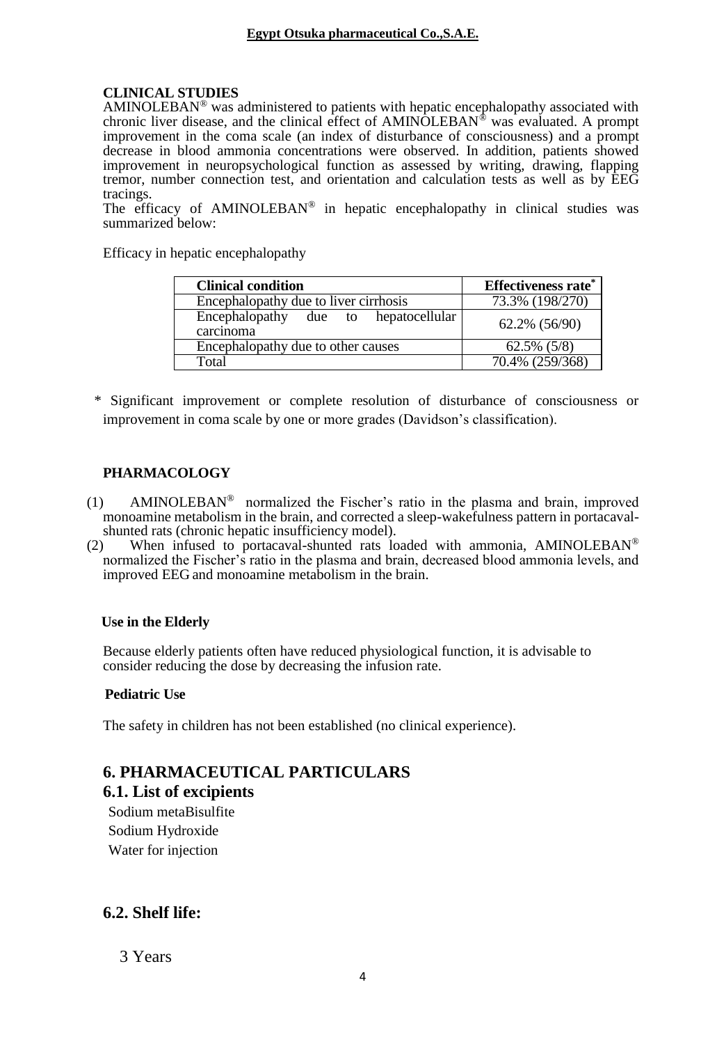**CLINICAL STUDIES**

AMINOLEBAN® was administered to patients with hepatic encephalopathy associated with chronic liver disease, and the clinical effect of AMINOLEBAN® was evaluated. A prompt improvement in the coma scale (an index of disturbance of consciousness) and a prompt decrease in blood ammonia concentrations were observed. In addition, patients showed improvement in neuropsychological function as assessed by writing, drawing, flapping tremor, number connection test, and orientation and calculation tests as well as by EEG tracings.

The efficacy of AMINOLEBAN® in hepatic encephalopathy in clinical studies was summarized below:

Efficacy in hepatic encephalopathy

| Clinical condition | Effectiveness rate* |
|---|---|
| Encephalopathy due to liver cirrhosis | 73.3% (198/270) |
| Encephalopathy due to hepatocellular carcinoma | 62.2% (56/90) |
| Encephalopathy due to other causes | 62.5% (5/8) |
| Total | 70.4% (259/368) |

\* Significant improvement or complete resolution of disturbance of consciousness or improvement in coma scale by one or more grades (Davidson's classification).

**PHARMACOLOGY**

(1) AMINOLEBAN® normalized the Fischer's ratio in the plasma and brain, improved monoamine metabolism in the brain, and corrected a sleep-wakefulness pattern in portacaval-shunted rats (chronic hepatic insufficiency model).

(2) When infused to portacaval-shunted rats loaded with ammonia, AMINOLEBAN® normalized the Fischer's ratio in the plasma and brain, decreased blood ammonia levels, and improved EEG and monoamine metabolism in the brain.

**Use in the Elderly**

Because elderly patients often have reduced physiological function, it is advisable to consider reducing the dose by decreasing the infusion rate.

**Pediatric Use**

The safety in children has not been established (no clinical experience).

## 6. PHARMACEUTICAL PARTICULARS

### 6.1. List of excipients

Sodium metaBisulfite
Sodium Hydroxide
Water for injection

### 6.2. Shelf life:

3 Years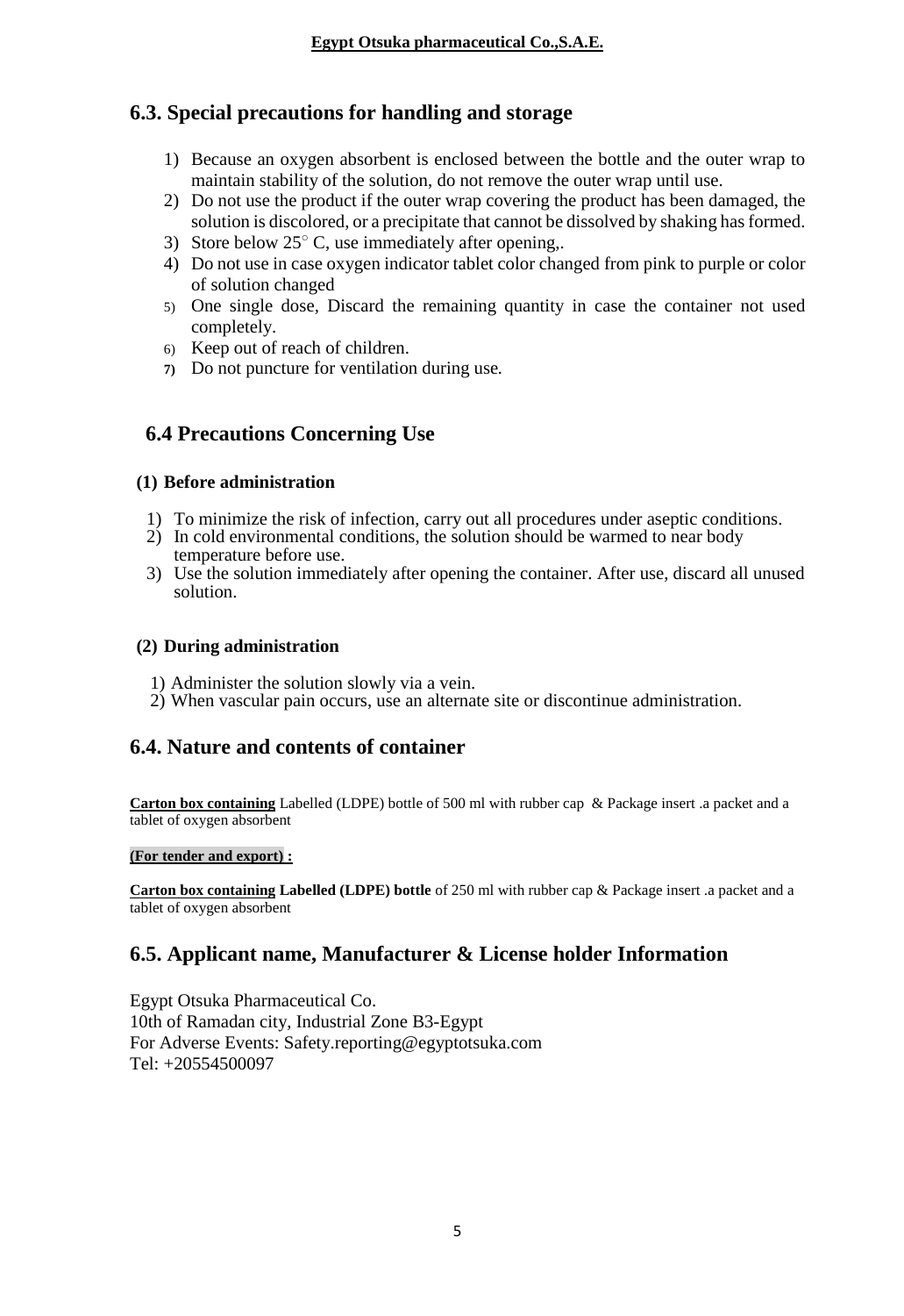## 6.3. Special precautions for handling and storage

1) Because an oxygen absorbent is enclosed between the bottle and the outer wrap to maintain stability of the solution, do not remove the outer wrap until use.
2) Do not use the product if the outer wrap covering the product has been damaged, the solution is discolored, or a precipitate that cannot be dissolved by shaking has formed.
3) Store below 25° C, use immediately after opening,.
4) Do not use in case oxygen indicator tablet color changed from pink to purple or color of solution changed
5) One single dose, Discard the remaining quantity in case the container not used completely.
6) Keep out of reach of children.
7) Do not puncture for ventilation during use.

## 6.4 Precautions Concerning Use

**(1) Before administration**

1) To minimize the risk of infection, carry out all procedures under aseptic conditions.
2) In cold environmental conditions, the solution should be warmed to near body temperature before use.
3) Use the solution immediately after opening the container. After use, discard all unused solution.

**(2) During administration**

1) Administer the solution slowly via a vein.
2) When vascular pain occurs, use an alternate site or discontinue administration.

## 6.4. Nature and contents of container

**Carton box containing** Labelled (LDPE) bottle of 500 ml with rubber cap & Package insert .a packet and a tablet of oxygen absorbent

**(For tender and export) :**

**Carton box containing Labelled (LDPE) bottle** of 250 ml with rubber cap & Package insert .a packet and a tablet of oxygen absorbent

## 6.5. Applicant name, Manufacturer & License holder Information

Egypt Otsuka Pharmaceutical Co.
10th of Ramadan city, Industrial Zone B3-Egypt
For Adverse Events: Safety.reporting@egyptotsuka.com
Tel: +20554500097